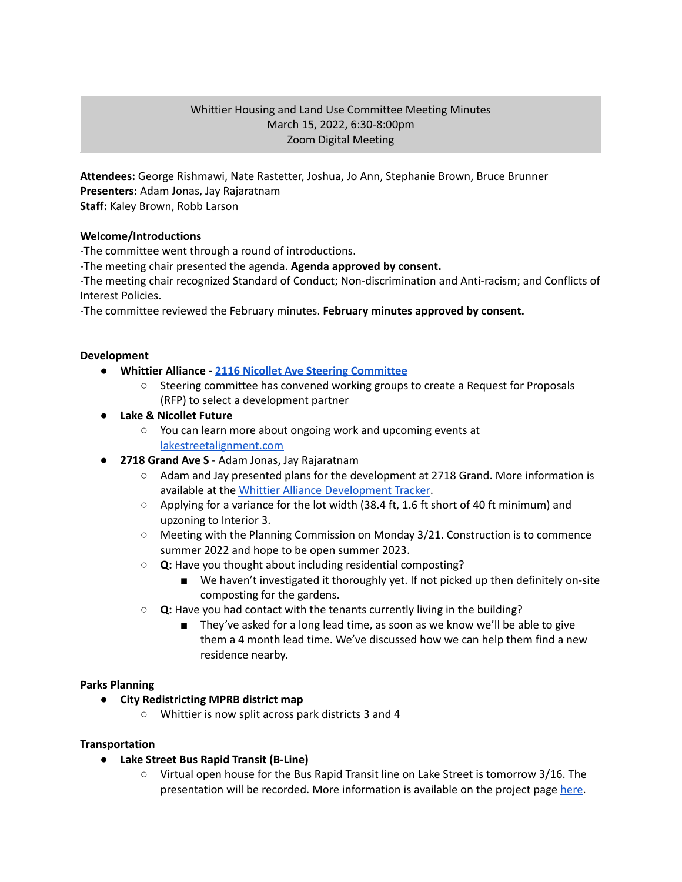Whittier Housing and Land Use Committee Meeting Minutes
March 15, 2022, 6:30-8:00pm
Zoom Digital Meeting

**Attendees:** George Rishmawi, Nate Rastetter, Joshua, Jo Ann, Stephanie Brown, Bruce Brunner
**Presenters:** Adam Jonas, Jay Rajaratnam
**Staff:** Kaley Brown, Robb Larson

**Welcome/Introductions**

-The committee went through a round of introductions.
-The meeting chair presented the agenda. **Agenda approved by consent.**
-The meeting chair recognized Standard of Conduct; Non-discrimination and Anti-racism; and Conflicts of Interest Policies.
-The committee reviewed the February minutes. **February minutes approved by consent.**

**Development**

- **Whittier Alliance - 2116 Nicollet Ave Steering Committee**
  - Steering committee has convened working groups to create a Request for Proposals (RFP) to select a development partner
- **Lake & Nicollet Future**
  - You can learn more about ongoing work and upcoming events at lakestreetalignment.com
- **2718 Grand Ave S** - Adam Jonas, Jay Rajaratnam
  - Adam and Jay presented plans for the development at 2718 Grand. More information is available at the Whittier Alliance Development Tracker.
  - Applying for a variance for the lot width (38.4 ft, 1.6 ft short of 40 ft minimum) and upzoning to Interior 3.
  - Meeting with the Planning Commission on Monday 3/21. Construction is to commence summer 2022 and hope to be open summer 2023.
  - **Q:** Have you thought about including residential composting?
    - We haven't investigated it thoroughly yet. If not picked up then definitely on-site composting for the gardens.
  - **Q:** Have you had contact with the tenants currently living in the building?
    - They've asked for a long lead time, as soon as we know we'll be able to give them a 4 month lead time. We've discussed how we can help them find a new residence nearby.

**Parks Planning**

- **City Redistricting MPRB district map**
  - Whittier is now split across park districts 3 and 4

**Transportation**

- **Lake Street Bus Rapid Transit (B-Line)**
  - Virtual open house for the Bus Rapid Transit line on Lake Street is tomorrow 3/16. The presentation will be recorded. More information is available on the project page here.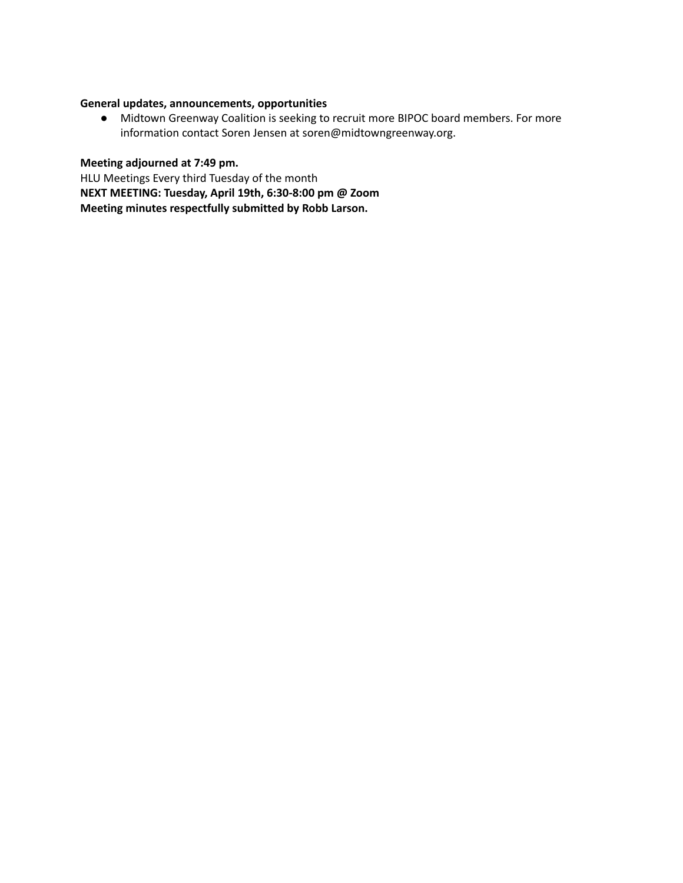**General updates, announcements, opportunities**

- Midtown Greenway Coalition is seeking to recruit more BIPOC board members. For more information contact Soren Jensen at soren@midtowngreenway.org.

**Meeting adjourned at 7:49 pm.**

HLU Meetings Every third Tuesday of the month

**NEXT MEETING: Tuesday, April 19th, 6:30-8:00 pm @ Zoom**

**Meeting minutes respectfully submitted by Robb Larson.**